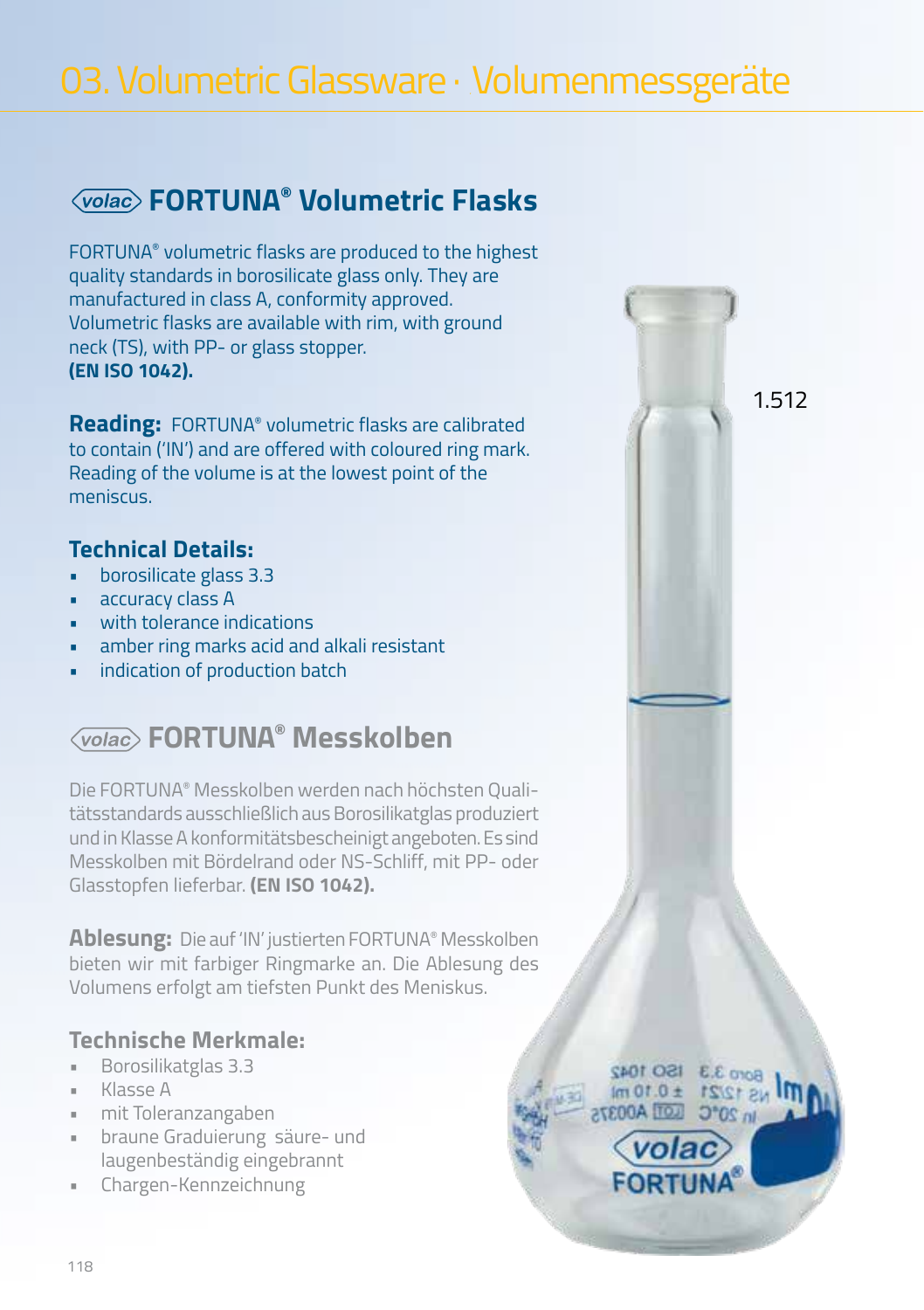# 03. Volumetric Glassware · Volumenmessgeräte

## volac FORTUNA® Volumetric Flasks

FORTUNA® volumetric flasks are produced to the highest quality standards in borosilicate glass only. They are manufactured in class A, conformity approved. Volumetric flasks are available with rim, with ground neck (TS), with PP- or glass stopper. **(EN ISO 1042).**

**Reading:** FORTUNA® volumetric flasks are calibrated to contain ('IN') and are offered with coloured ring mark. Reading of the volume is at the lowest point of the meniscus.

### Technical Details:

- borosilicate glass 3.3
- accuracy class A
- with tolerance indications
- amber ring marks acid and alkali resistant
- indication of production batch

## volac FORTUNA® Messkolben

Die FORTUNA® Messkolben werden nach höchsten Qualitätsstandards ausschließlich aus Borosilikatglas produziert und in Klasse A konformitätsbescheinigt angeboten. Es sind Messkolben mit Bördelrand oder NS-Schliff, mit PP- oder Glasstopfen lieferbar. **(EN ISO 1042).**

**Ablesung:** Die auf 'IN' justierten FORTUNA® Messkolben bieten wir mit farbiger Ringmarke an. Die Ablesung des Volumens erfolgt am tiefsten Punkt des Meniskus.

### Technische Merkmale:

- Borosilikatglas 3.3
- Klasse A
- mit Toleranzangaben
- braune Graduierung säure- und laugenbeständig eingebrannt
- Chargen-Kennzeichnung

1.512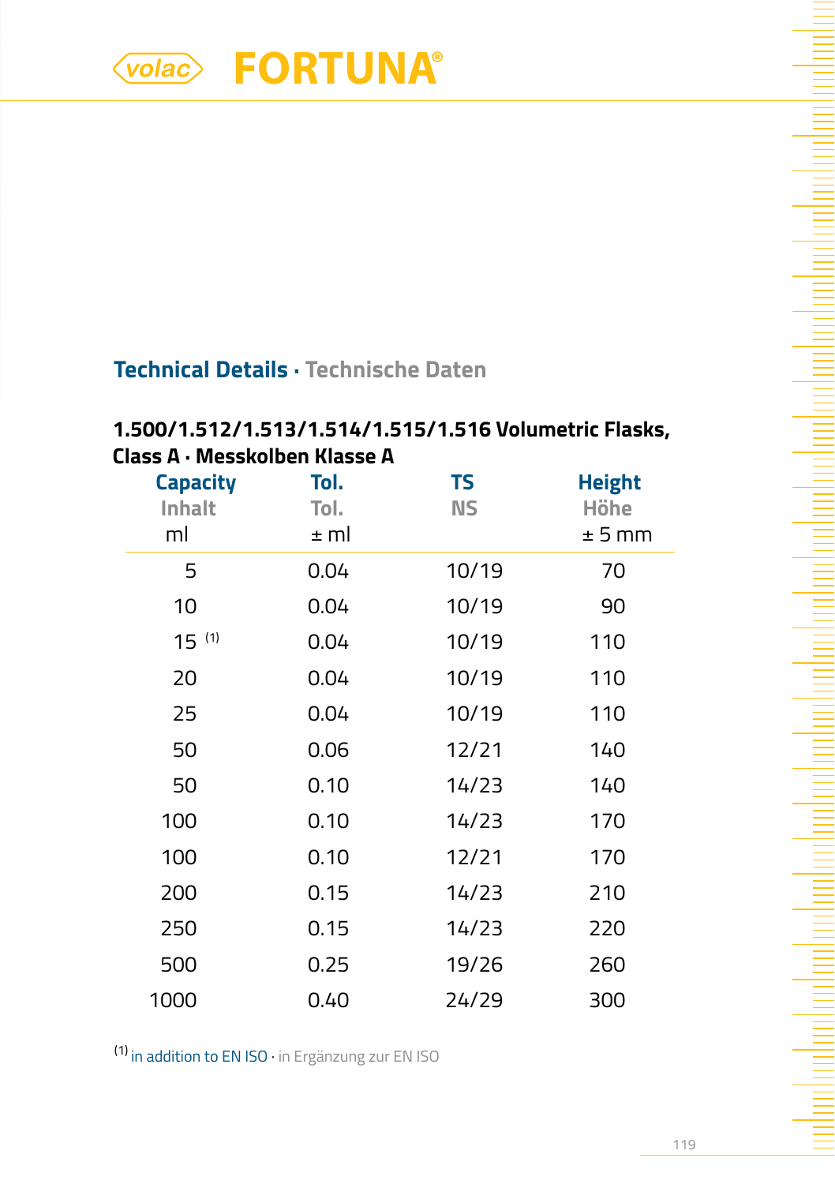volac **FORTUNA**®

## Technical Details · Technische Daten

### 1.500/1.512/1.513/1.514/1.515/1.516 Volumetric Flasks, Class A · Messkolben Klasse A

| Capacity Inhalt ml | Tol. Tol. ± ml | TS NS | Height Höhe ± 5 mm |
|---|---|---|---|
| 5 | 0.04 | 10/19 | 70 |
| 10 | 0.04 | 10/19 | 90 |
| 15 [(1)] | 0.04 | 10/19 | 110 |
| 20 | 0.04 | 10/19 | 110 |
| 25 | 0.04 | 10/19 | 110 |
| 50 | 0.06 | 12/21 | 140 |
| 50 | 0.10 | 14/23 | 140 |
| 100 | 0.10 | 14/23 | 170 |
| 100 | 0.10 | 12/21 | 170 |
| 200 | 0.15 | 14/23 | 210 |
| 250 | 0.15 | 14/23 | 220 |
| 500 | 0.25 | 19/26 | 260 |
| 1000 | 0.40 | 24/29 | 300 |

[(1)] in addition to EN ISO · in Ergänzung zur EN ISO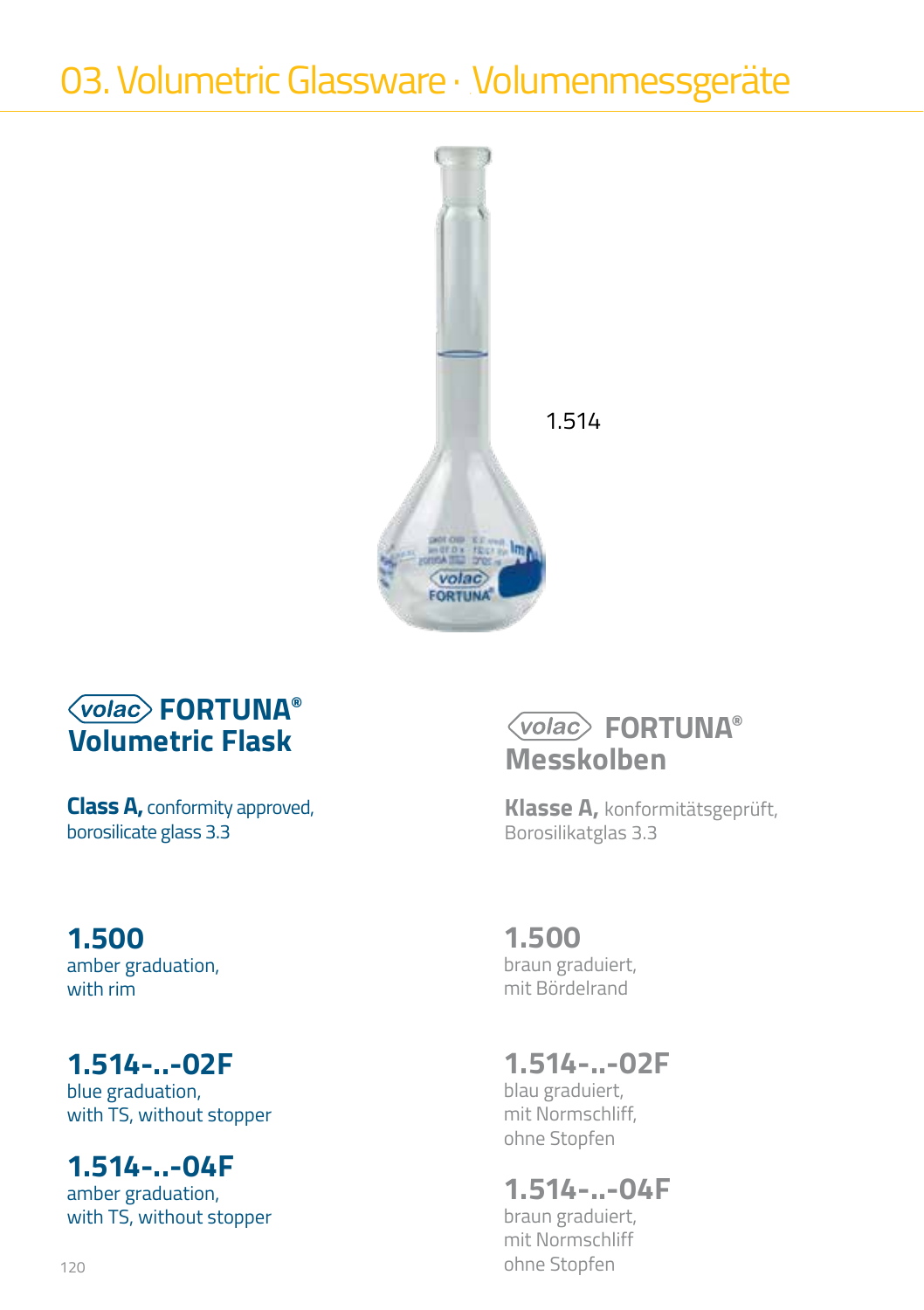# 03. Volumetric Glassware · Volumenmessgeräte

1.514

## volac FORTUNA® Volumetric Flask

**Class A,** conformity approved, borosilicate glass 3.3

### 1.500
amber graduation,
with rim

### 1.514-..-02F
blue graduation,
with TS, without stopper

### 1.514-..-04F
amber graduation,
with TS, without stopper

## volac FORTUNA® Messkolben

**Klasse A,** konformitätsgeprüft, Borosilikatglas 3.3

### 1.500
braun graduiert,
mit Bördelrand

### 1.514-..-02F
blau graduiert,
mit Normschliff,
ohne Stopfen

### 1.514-..-04F
braun graduiert,
mit Normschliff
ohne Stopfen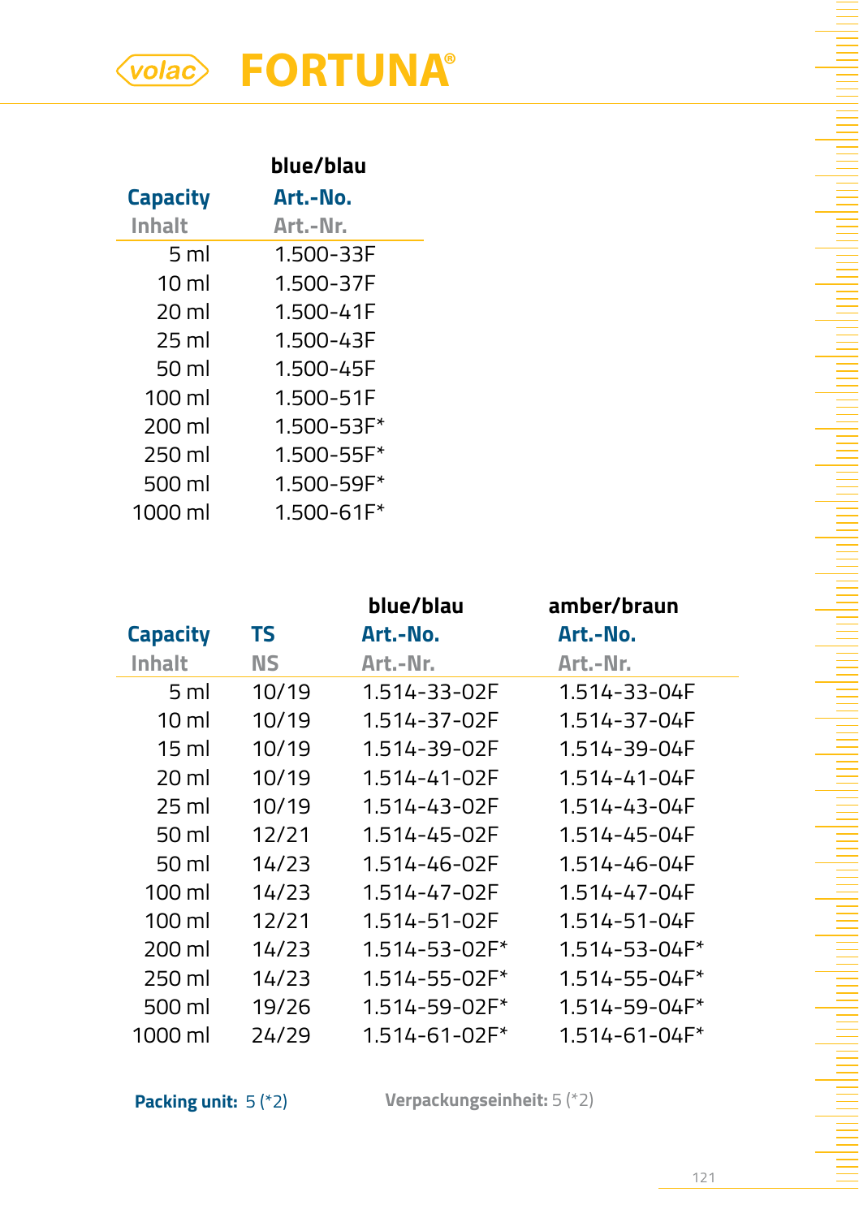volac **FORTUNA**®

| Capacity<br>Inhalt | blue/blau<br>Art.-No.<br>Art.-Nr. |
|---|---|
| 5 ml | 1.500-33F |
| 10 ml | 1.500-37F |
| 20 ml | 1.500-41F |
| 25 ml | 1.500-43F |
| 50 ml | 1.500-45F |
| 100 ml | 1.500-51F |
| 200 ml | 1.500-53F* |
| 250 ml | 1.500-55F* |
| 500 ml | 1.500-59F* |
| 1000 ml | 1.500-61F* |

| Capacity<br>Inhalt | TS<br>NS | blue/blau<br>Art.-No.<br>Art.-Nr. | amber/braun<br>Art.-No.<br>Art.-Nr. |
|---|---|---|---|
| 5 ml | 10/19 | 1.514-33-02F | 1.514-33-04F |
| 10 ml | 10/19 | 1.514-37-02F | 1.514-37-04F |
| 15 ml | 10/19 | 1.514-39-02F | 1.514-39-04F |
| 20 ml | 10/19 | 1.514-41-02F | 1.514-41-04F |
| 25 ml | 10/19 | 1.514-43-02F | 1.514-43-04F |
| 50 ml | 12/21 | 1.514-45-02F | 1.514-45-04F |
| 50 ml | 14/23 | 1.514-46-02F | 1.514-46-04F |
| 100 ml | 14/23 | 1.514-47-02F | 1.514-47-04F |
| 100 ml | 12/21 | 1.514-51-02F | 1.514-51-04F |
| 200 ml | 14/23 | 1.514-53-02F* | 1.514-53-04F* |
| 250 ml | 14/23 | 1.514-55-02F* | 1.514-55-04F* |
| 500 ml | 19/26 | 1.514-59-02F* | 1.514-59-04F* |
| 1000 ml | 24/29 | 1.514-61-02F* | 1.514-61-04F* |

**Packing unit:** 5 (*2)

**Verpackungseinheit:** 5 (*2)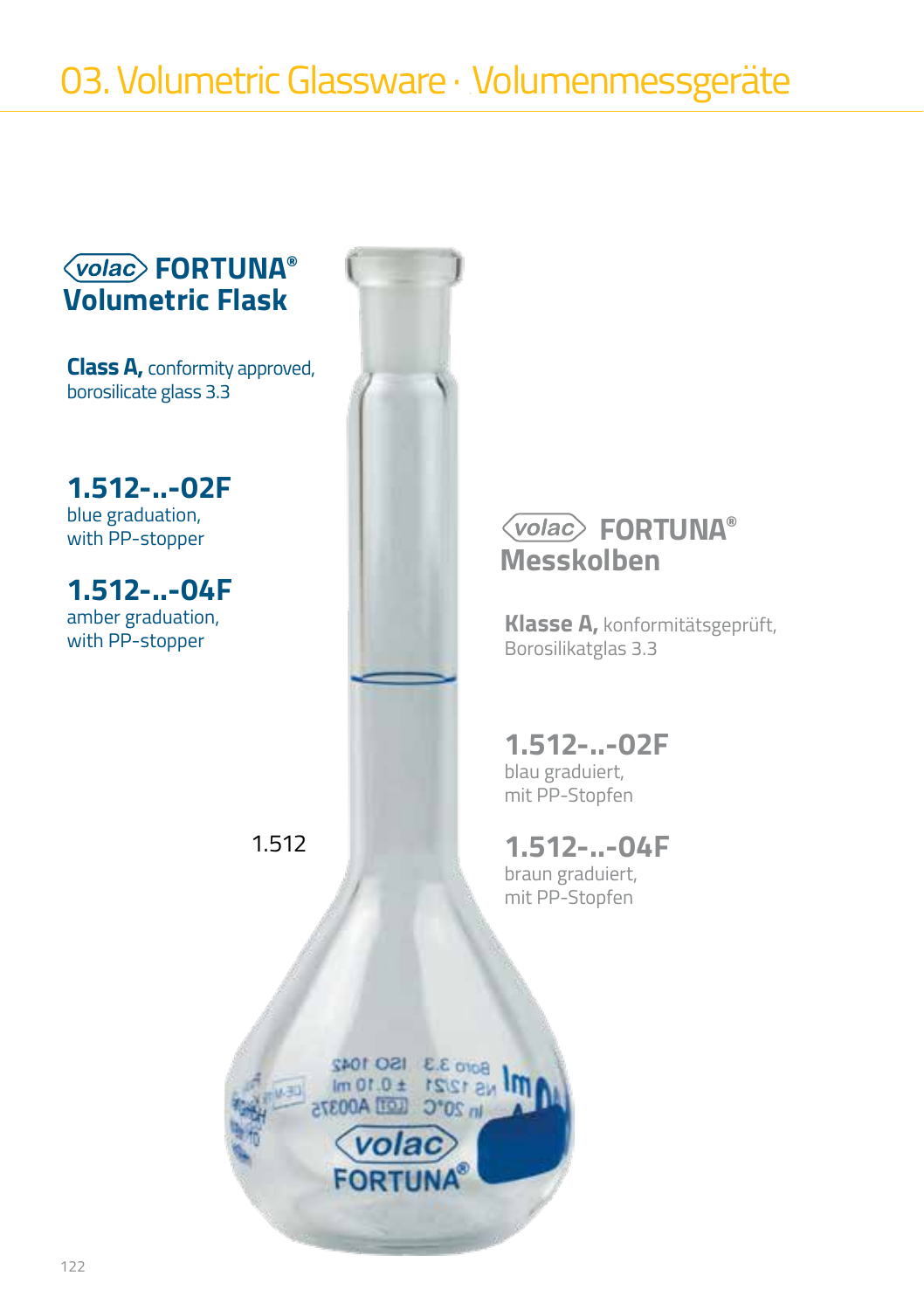# 03. Volumetric Glassware · Volumenmessgeräte

## volac FORTUNA® Volumetric Flask

**Class A,** conformity approved, borosilicate glass 3.3

**1.512-..-02F**
blue graduation, with PP-stopper

**1.512-..-04F**
amber graduation, with PP-stopper

1.512

## volac FORTUNA® Messkolben

**Klasse A,** konformitätsgeprüft, Borosilikatglas 3.3

**1.512-..-02F**
blau graduiert, mit PP-Stopfen

**1.512-..-04F**
braun graduiert, mit PP-Stopfen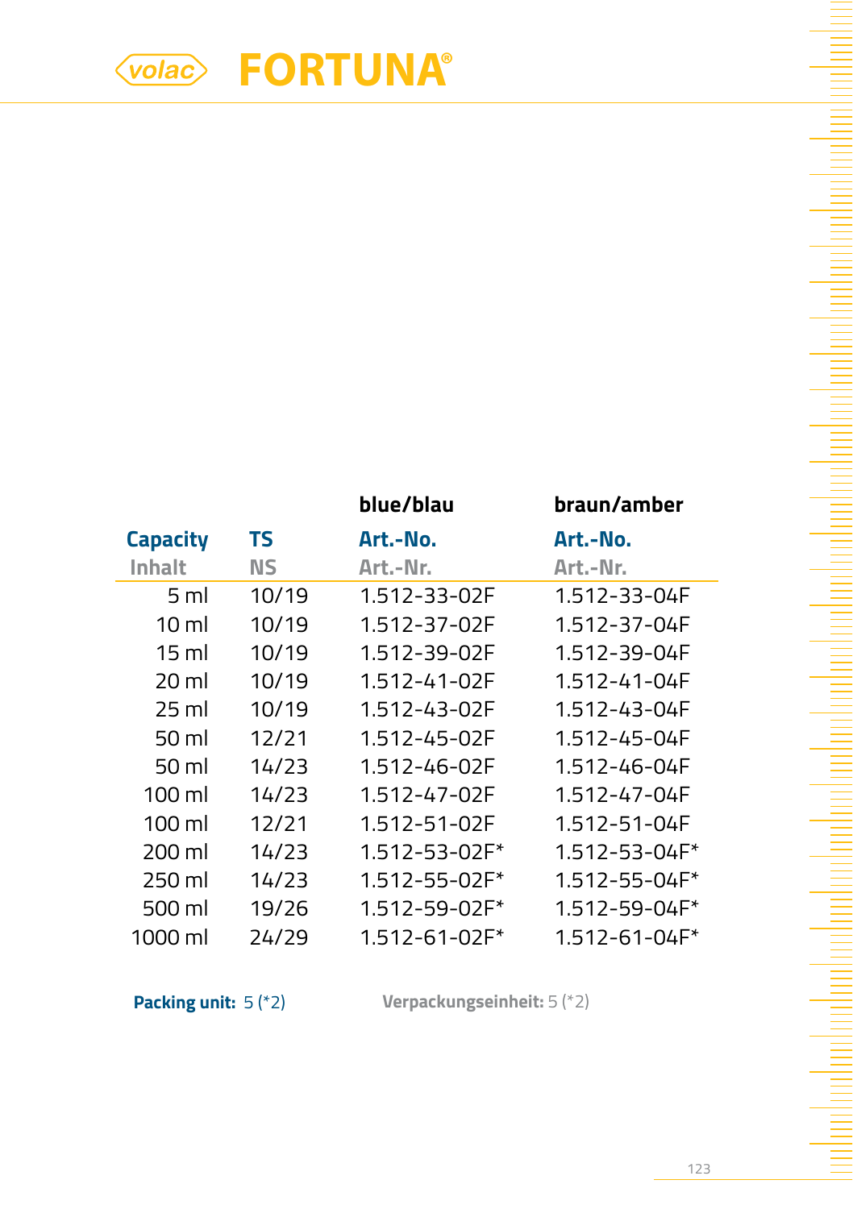volac **FORTUNA®**

| Capacity<br>Inhalt | TS<br>NS | blue/blau<br>Art.-No.<br>Art.-Nr. | braun/amber<br>Art.-No.<br>Art.-Nr. |
|---|---|---|---|
| 5 ml | 10/19 | 1.512-33-02F | 1.512-33-04F |
| 10 ml | 10/19 | 1.512-37-02F | 1.512-37-04F |
| 15 ml | 10/19 | 1.512-39-02F | 1.512-39-04F |
| 20 ml | 10/19 | 1.512-41-02F | 1.512-41-04F |
| 25 ml | 10/19 | 1.512-43-02F | 1.512-43-04F |
| 50 ml | 12/21 | 1.512-45-02F | 1.512-45-04F |
| 50 ml | 14/23 | 1.512-46-02F | 1.512-46-04F |
| 100 ml | 14/23 | 1.512-47-02F | 1.512-47-04F |
| 100 ml | 12/21 | 1.512-51-02F | 1.512-51-04F |
| 200 ml | 14/23 | 1.512-53-02F* | 1.512-53-04F* |
| 250 ml | 14/23 | 1.512-55-02F* | 1.512-55-04F* |
| 500 ml | 19/26 | 1.512-59-02F* | 1.512-59-04F* |
| 1000 ml | 24/29 | 1.512-61-02F* | 1.512-61-04F* |

**Packing unit:** 5 (*2)

**Verpackungseinheit:** 5 (*2)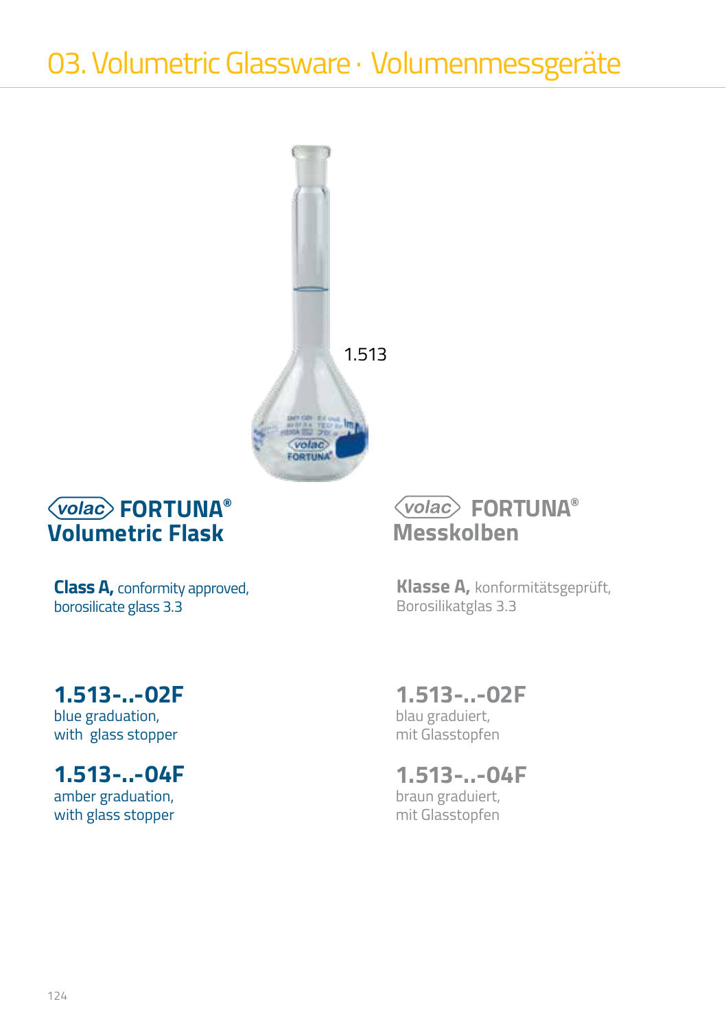# 03. Volumetric Glassware · Volumenmessgeräte

1.513

## volac FORTUNA® Volumetric Flask

**Class A,** conformity approved, borosilicate glass 3.3

### 1.513-..-02F
blue graduation,
with glass stopper

### 1.513-..-04F
amber graduation,
with glass stopper

## volac FORTUNA® Messkolben

**Klasse A,** konformitätsgeprüft, Borosilikatglas 3.3

### 1.513-..-02F
blau graduiert,
mit Glasstopfen

### 1.513-..-04F
braun graduiert,
mit Glasstopfen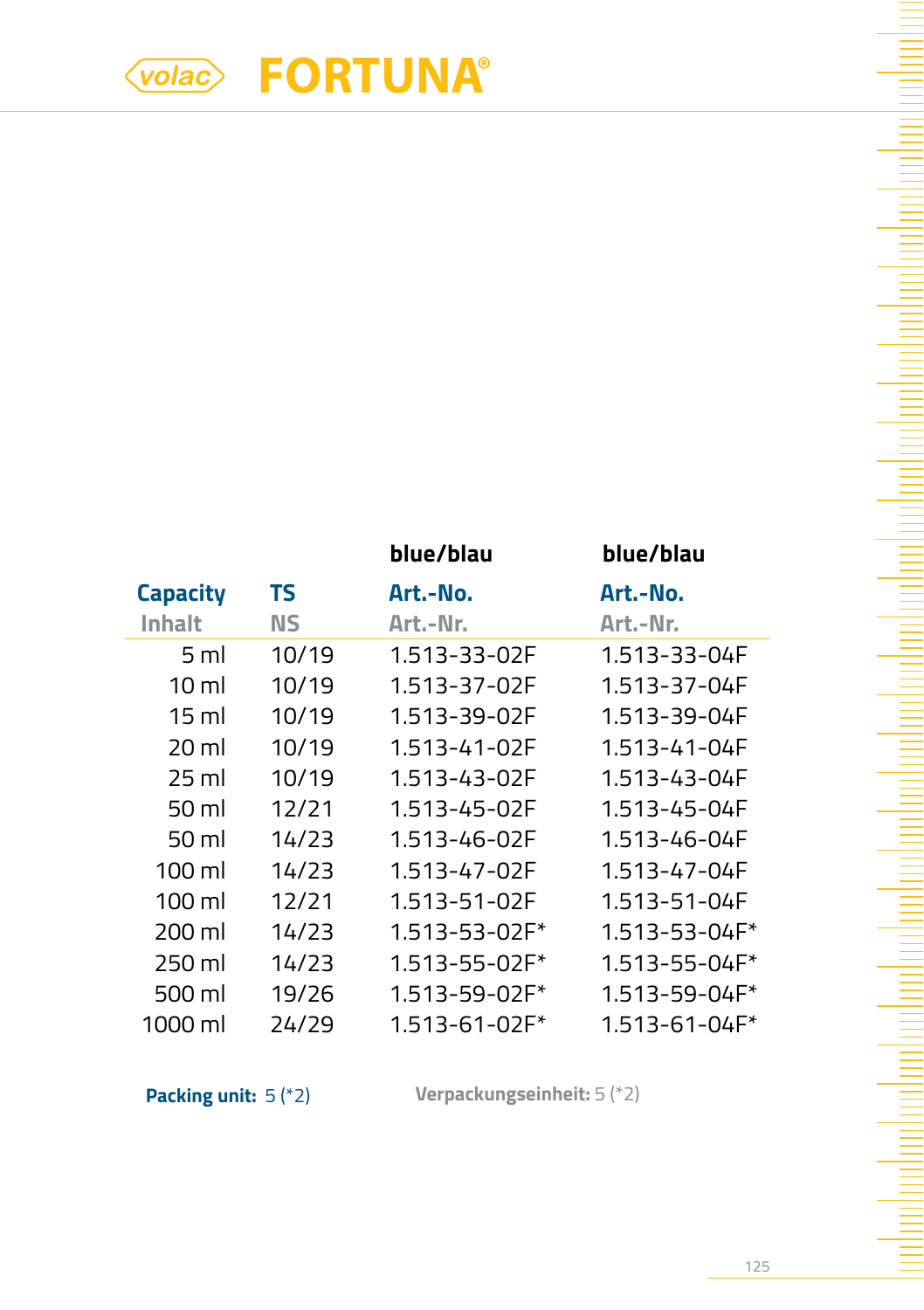# volac FORTUNA®

| Capacity<br>Inhalt | TS<br>NS | blue/blau<br>Art.-No.<br>Art.-Nr. | blue/blau<br>Art.-No.<br>Art.-Nr. |
|---|---|---|---|
| 5 ml | 10/19 | 1.513-33-02F | 1.513-33-04F |
| 10 ml | 10/19 | 1.513-37-02F | 1.513-37-04F |
| 15 ml | 10/19 | 1.513-39-02F | 1.513-39-04F |
| 20 ml | 10/19 | 1.513-41-02F | 1.513-41-04F |
| 25 ml | 10/19 | 1.513-43-02F | 1.513-43-04F |
| 50 ml | 12/21 | 1.513-45-02F | 1.513-45-04F |
| 50 ml | 14/23 | 1.513-46-02F | 1.513-46-04F |
| 100 ml | 14/23 | 1.513-47-02F | 1.513-47-04F |
| 100 ml | 12/21 | 1.513-51-02F | 1.513-51-04F |
| 200 ml | 14/23 | 1.513-53-02F* | 1.513-53-04F* |
| 250 ml | 14/23 | 1.513-55-02F* | 1.513-55-04F* |
| 500 ml | 19/26 | 1.513-59-02F* | 1.513-59-04F* |
| 1000 ml | 24/29 | 1.513-61-02F* | 1.513-61-04F* |

**Packing unit:** 5 (*2)

**Verpackungseinheit:** 5 (*2)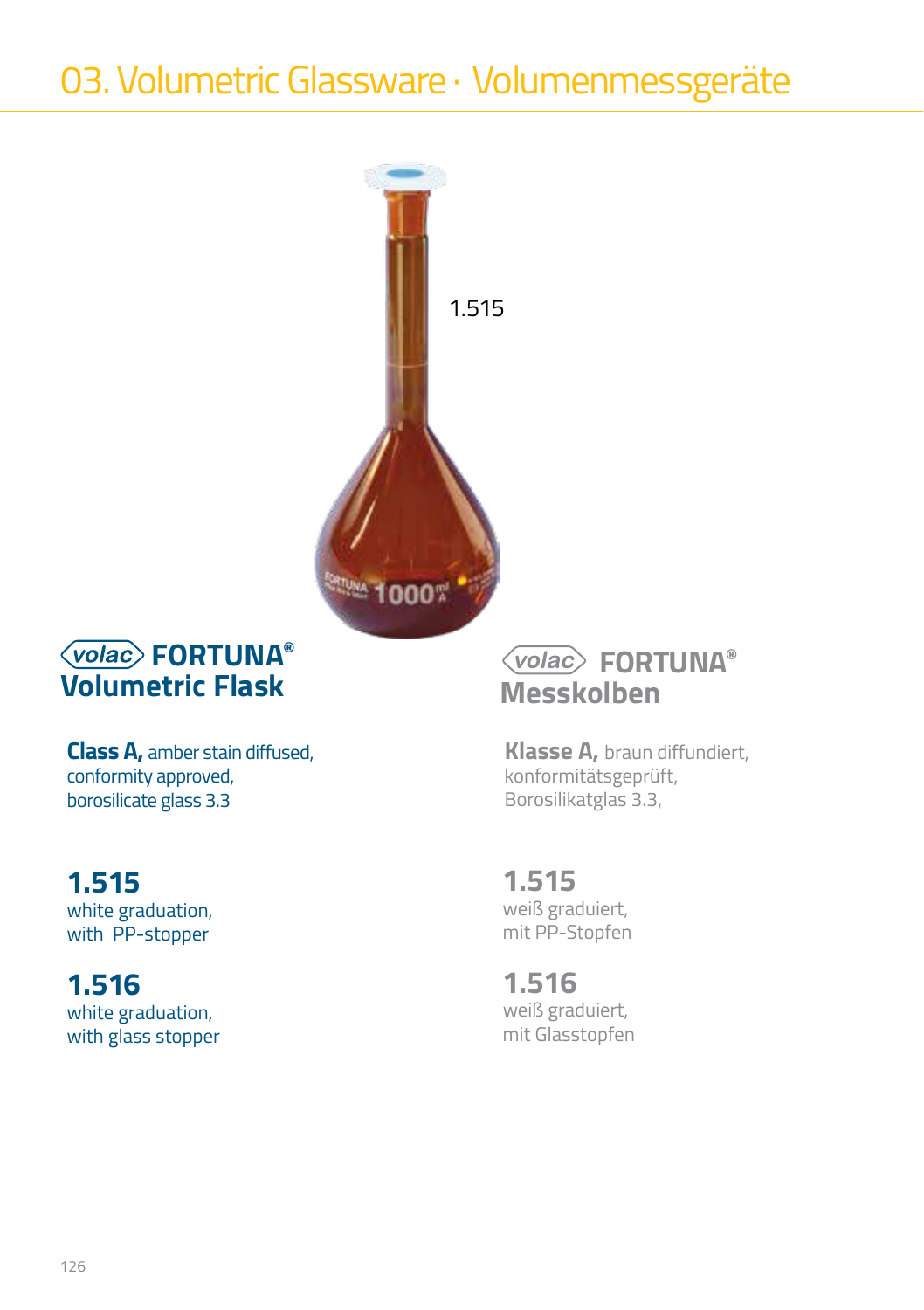# 03. Volumetric Glassware · Volumenmessgeräte

1.515

## volac FORTUNA® Volumetric Flask

**Class A,** amber stain diffused, conformity approved, borosilicate glass 3.3

**1.515**
white graduation, with PP-stopper

**1.516**
white graduation, with glass stopper

## volac FORTUNA® Messkolben

**Klasse A,** braun diffundiert, konformitätsgeprüft, Borosilikatglas 3.3,

**1.515**
weiß graduiert, mit PP-Stopfen

**1.516**
weiß graduiert, mit Glasstopfen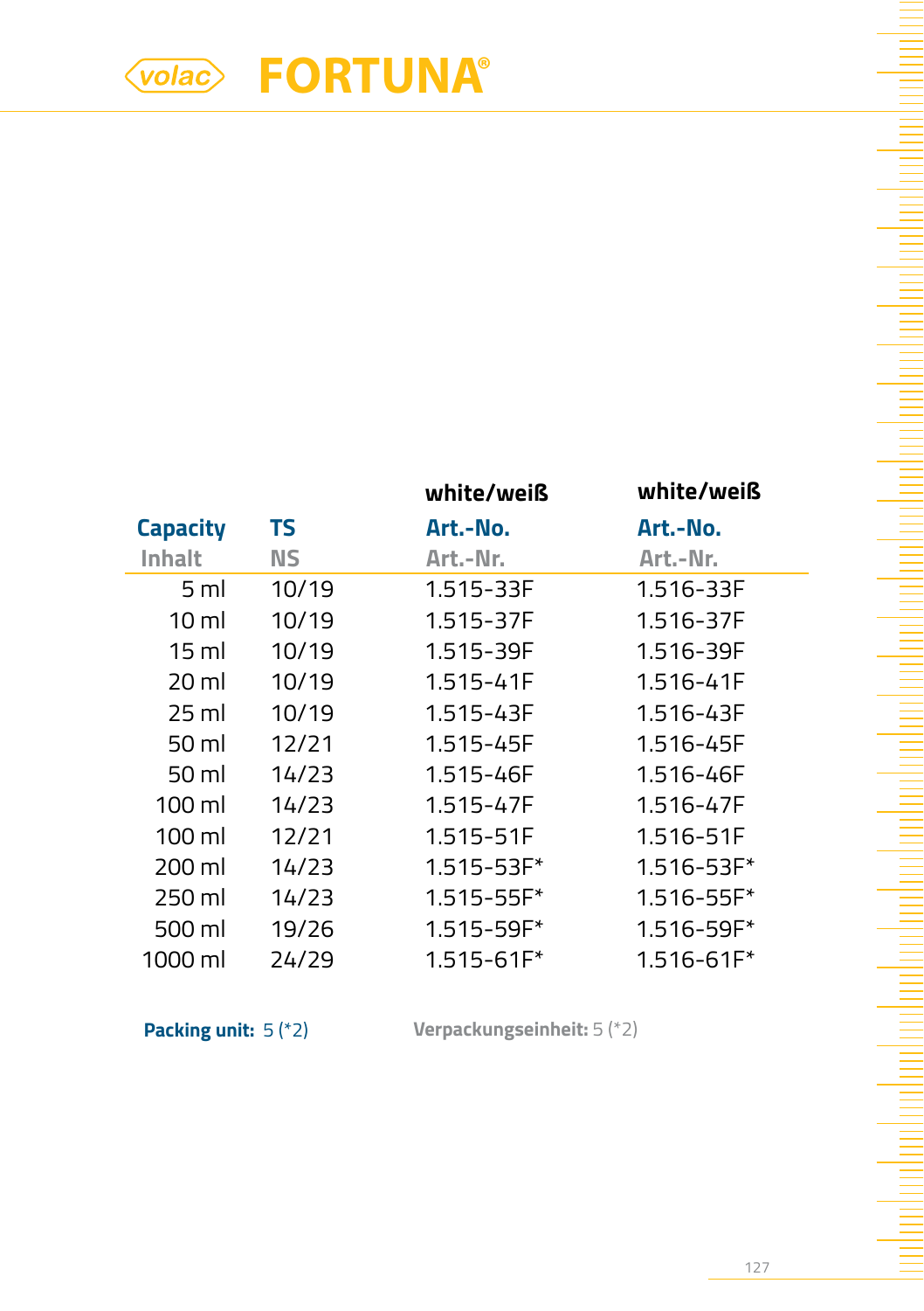# volac FORTUNA®

| Capacity<br>Inhalt | TS<br>NS | white/weiß<br>Art.-No.<br>Art.-Nr. | white/weiß<br>Art.-No.<br>Art.-Nr. |
|---|---|---|---|
| 5 ml | 10/19 | 1.515-33F | 1.516-33F |
| 10 ml | 10/19 | 1.515-37F | 1.516-37F |
| 15 ml | 10/19 | 1.515-39F | 1.516-39F |
| 20 ml | 10/19 | 1.515-41F | 1.516-41F |
| 25 ml | 10/19 | 1.515-43F | 1.516-43F |
| 50 ml | 12/21 | 1.515-45F | 1.516-45F |
| 50 ml | 14/23 | 1.515-46F | 1.516-46F |
| 100 ml | 14/23 | 1.515-47F | 1.516-47F |
| 100 ml | 12/21 | 1.515-51F | 1.516-51F |
| 200 ml | 14/23 | 1.515-53F* | 1.516-53F* |
| 250 ml | 14/23 | 1.515-55F* | 1.516-55F* |
| 500 ml | 19/26 | 1.515-59F* | 1.516-59F* |
| 1000 ml | 24/29 | 1.515-61F* | 1.516-61F* |

**Packing unit:** 5 (*2)

**Verpackungseinheit:** 5 (*2)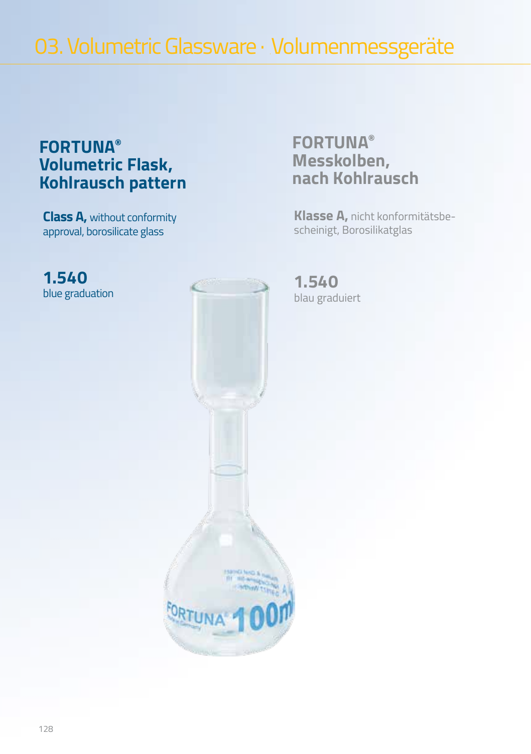# 03. Volumetric Glassware · Volumenmessgeräte

## FORTUNA® Volumetric Flask, Kohlrausch pattern

**Class A,** without conformity approval, borosilicate glass

**1.540**
blue graduation

## FORTUNA® Messkolben, nach Kohlrausch

**Klasse A,** nicht konformitätsbescheinigt, Borosilikatglas

**1.540**
blau graduiert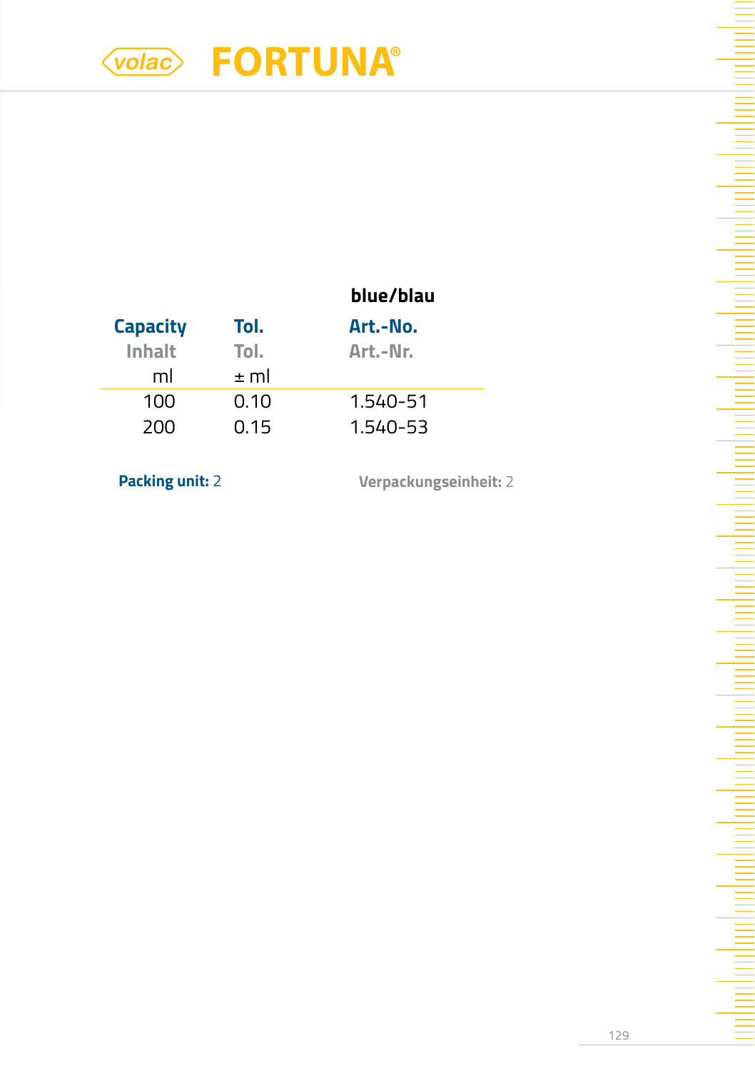# volac FORTUNA®

| Capacity<br>Inhalt<br>ml | Tol.<br>Tol.<br>± ml | blue/blau<br>Art.-No.<br>Art.-Nr. |
|---|---|---|
| 100 | 0.10 | 1.540-51 |
| 200 | 0.15 | 1.540-53 |

**Packing unit:** 2

**Verpackungseinheit:** 2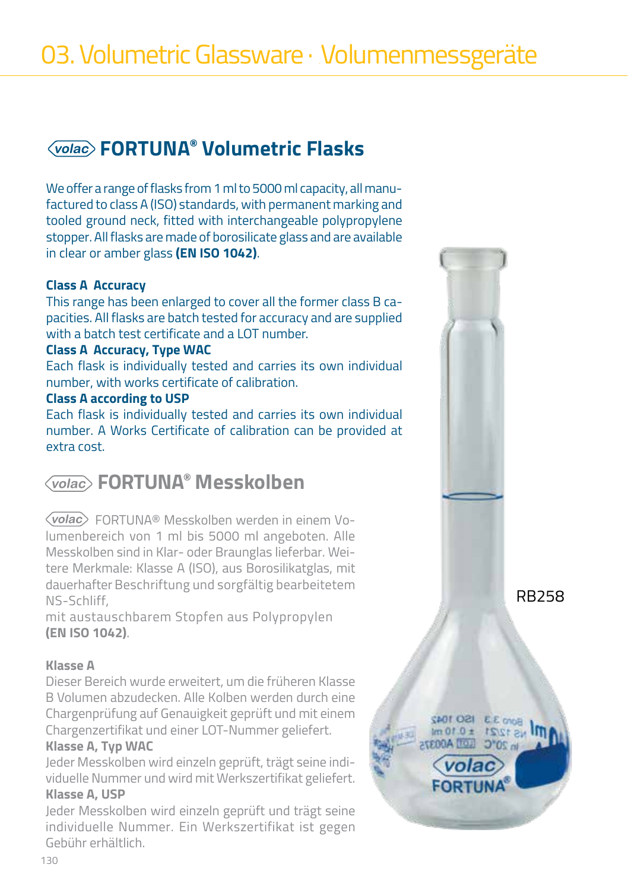# 03. Volumetric Glassware · Volumenmessgeräte

## volac FORTUNA® Volumetric Flasks

We offer a range of flasks from 1 ml to 5000 ml capacity, all manufactured to class A (ISO) standards, with permanent marking and tooled ground neck, fitted with interchangeable polypropylene stopper. All flasks are made of borosilicate glass and are available in clear or amber glass **(EN ISO 1042)**.

**Class A Accuracy**
This range has been enlarged to cover all the former class B capacities. All flasks are batch tested for accuracy and are supplied with a batch test certificate and a LOT number.

**Class A Accuracy, Type WAC**
Each flask is individually tested and carries its own individual number, with works certificate of calibration.

**Class A according to USP**
Each flask is individually tested and carries its own individual number. A Works Certificate of calibration can be provided at extra cost.

## volac FORTUNA® Messkolben

volac FORTUNA® Messkolben werden in einem Volumenbereich von 1 ml bis 5000 ml angeboten. Alle Messkolben sind in Klar- oder Braunglas lieferbar. Weitere Merkmale: Klasse A (ISO), aus Borosilikatglas, mit dauerhafter Beschriftung und sorgfältig bearbeitetem NS-Schliff,
mit austauschbarem Stopfen aus Polypropylen **(EN ISO 1042)**.

**Klasse A**
Dieser Bereich wurde erweitert, um die früheren Klasse B Volumen abzudecken. Alle Kolben werden durch eine Chargenprüfung auf Genauigkeit geprüft und mit einem Chargenzertifikat und einer LOT-Nummer geliefert.

**Klasse A, Typ WAC**
Jeder Messkolben wird einzeln geprüft, trägt seine individuelle Nummer und wird mit Werkszertifikat geliefert.

**Klasse A, USP**
Jeder Messkolben wird einzeln geprüft und trägt seine individuelle Nummer. Ein Werkszertifikat ist gegen Gebühr erhältlich.

RB258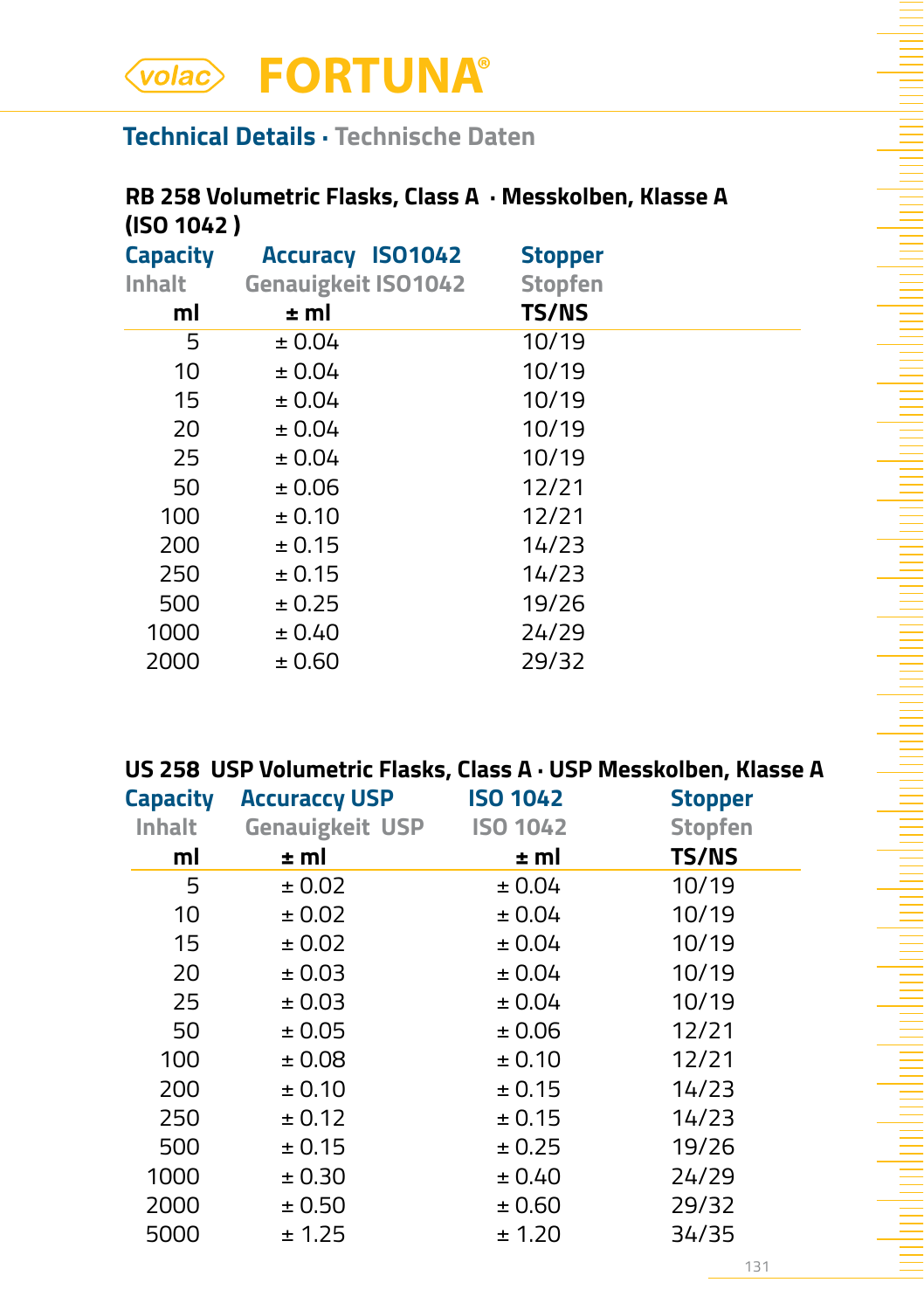volac **FORTUNA**®

## Technical Details · Technische Daten

### RB 258 Volumetric Flasks, Class A · Messkolben, Klasse A (ISO 1042 )

| Capacity<br>Inhalt<br>ml | Accuracy ISO1042<br>Genauigkeit ISO1042<br>± ml | Stopper<br>Stopfen<br>TS/NS |
|---|---|---|
| 5 | ± 0.04 | 10/19 |
| 10 | ± 0.04 | 10/19 |
| 15 | ± 0.04 | 10/19 |
| 20 | ± 0.04 | 10/19 |
| 25 | ± 0.04 | 10/19 |
| 50 | ± 0.06 | 12/21 |
| 100 | ± 0.10 | 12/21 |
| 200 | ± 0.15 | 14/23 |
| 250 | ± 0.15 | 14/23 |
| 500 | ± 0.25 | 19/26 |
| 1000 | ± 0.40 | 24/29 |
| 2000 | ± 0.60 | 29/32 |

### US 258 USP Volumetric Flasks, Class A · USP Messkolben, Klasse A

| Capacity<br>Inhalt<br>ml | Accuracy USP<br>Genauigkeit USP<br>± ml | ISO 1042<br>ISO 1042<br>± ml | Stopper<br>Stopfen<br>TS/NS |
|---|---|---|---|
| 5 | ± 0.02 | ± 0.04 | 10/19 |
| 10 | ± 0.02 | ± 0.04 | 10/19 |
| 15 | ± 0.02 | ± 0.04 | 10/19 |
| 20 | ± 0.03 | ± 0.04 | 10/19 |
| 25 | ± 0.03 | ± 0.04 | 10/19 |
| 50 | ± 0.05 | ± 0.06 | 12/21 |
| 100 | ± 0.08 | ± 0.10 | 12/21 |
| 200 | ± 0.10 | ± 0.15 | 14/23 |
| 250 | ± 0.12 | ± 0.15 | 14/23 |
| 500 | ± 0.15 | ± 0.25 | 19/26 |
| 1000 | ± 0.30 | ± 0.40 | 24/29 |
| 2000 | ± 0.50 | ± 0.60 | 29/32 |
| 5000 | ± 1.25 | ± 1.20 | 34/35 |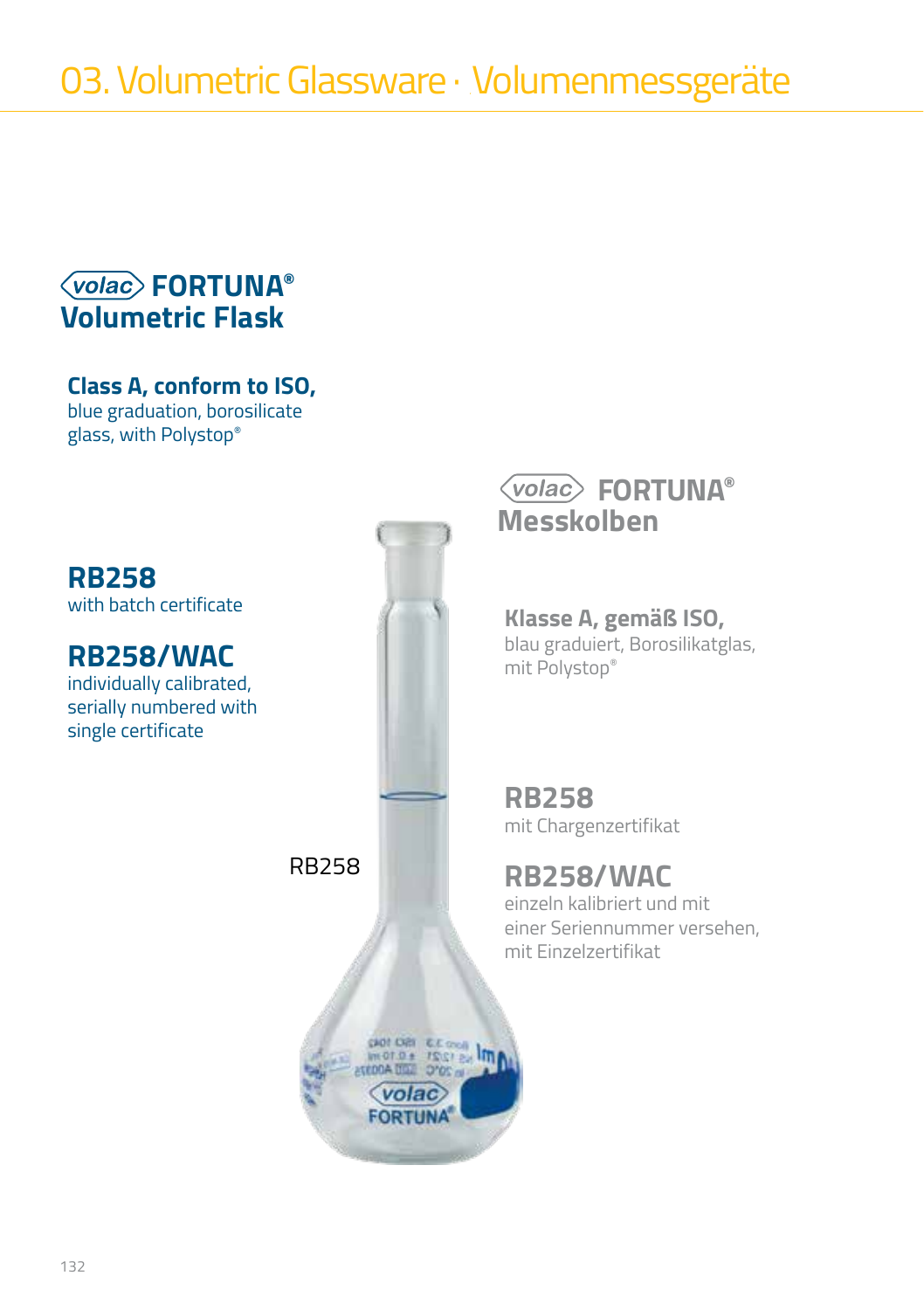# 03. Volumetric Glassware · Volumenmessgeräte

## volac FORTUNA® Volumetric Flask

**Class A, conform to ISO,**
blue graduation, borosilicate glass, with Polystop®

**RB258**
with batch certificate

**RB258/WAC**
individually calibrated, serially numbered with single certificate

RB258

## volac FORTUNA® Messkolben

**Klasse A, gemäß ISO,**
blau graduiert, Borosilikatglas, mit Polystop®

**RB258**
mit Chargenzertifikat

**RB258/WAC**
einzeln kalibriert und mit einer Seriennummer versehen, mit Einzelzertifikat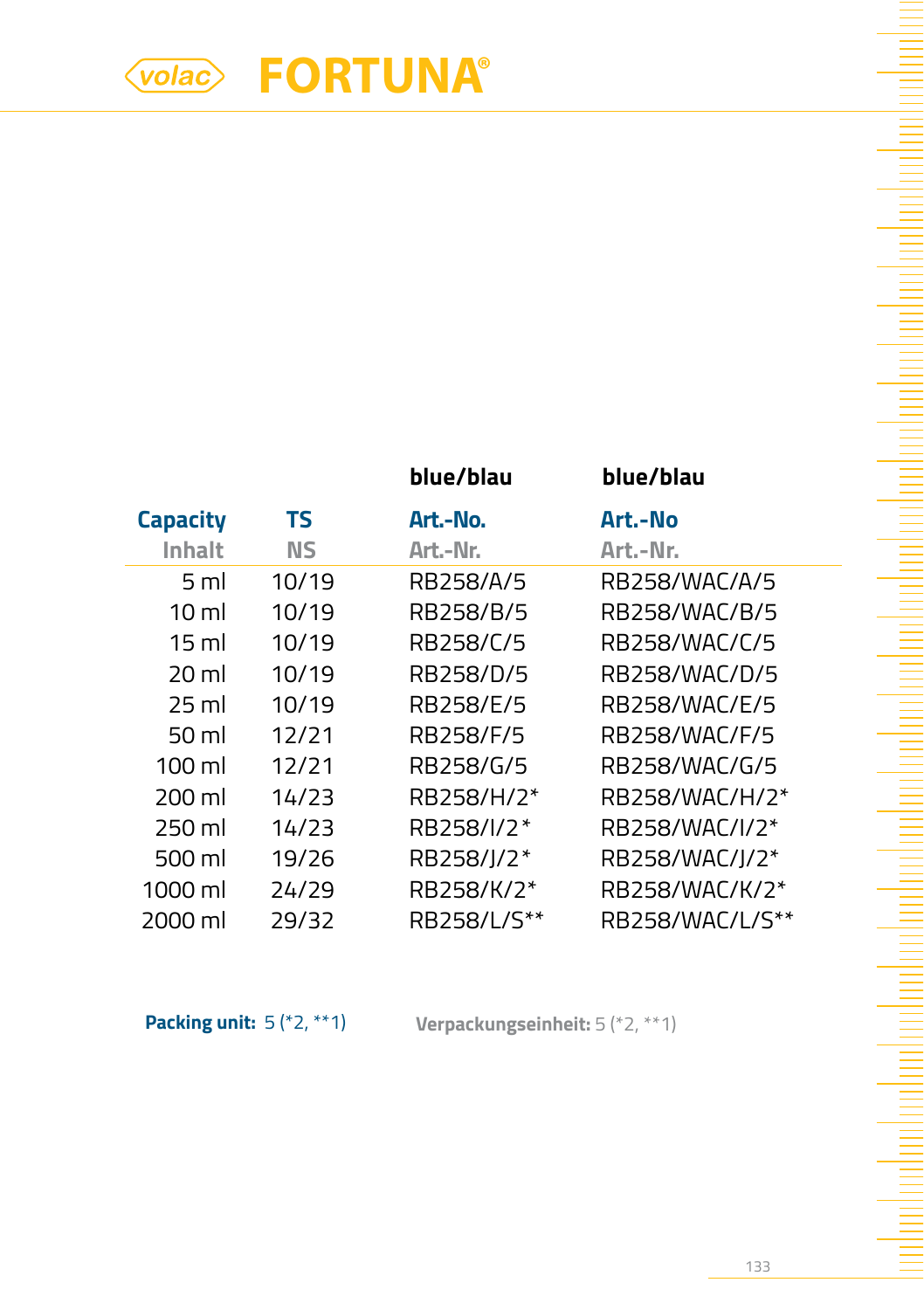# volac FORTUNA®

| Capacity<br>Inhalt | TS<br>NS | blue/blau<br>Art.-No.<br>Art.-Nr. | blue/blau<br>Art.-No<br>Art.-Nr. |
|---|---|---|---|
| 5 ml | 10/19 | RB258/A/5 | RB258/WAC/A/5 |
| 10 ml | 10/19 | RB258/B/5 | RB258/WAC/B/5 |
| 15 ml | 10/19 | RB258/C/5 | RB258/WAC/C/5 |
| 20 ml | 10/19 | RB258/D/5 | RB258/WAC/D/5 |
| 25 ml | 10/19 | RB258/E/5 | RB258/WAC/E/5 |
| 50 ml | 12/21 | RB258/F/5 | RB258/WAC/F/5 |
| 100 ml | 12/21 | RB258/G/5 | RB258/WAC/G/5 |
| 200 ml | 14/23 | RB258/H/2* | RB258/WAC/H/2* |
| 250 ml | 14/23 | RB258/I/2* | RB258/WAC/I/2* |
| 500 ml | 19/26 | RB258/J/2* | RB258/WAC/J/2* |
| 1000 ml | 24/29 | RB258/K/2* | RB258/WAC/K/2* |
| 2000 ml | 29/32 | RB258/L/S** | RB258/WAC/L/S** |

**Packing unit:** 5 (*2, **1)

**Verpackungseinheit:** 5 (*2, **1)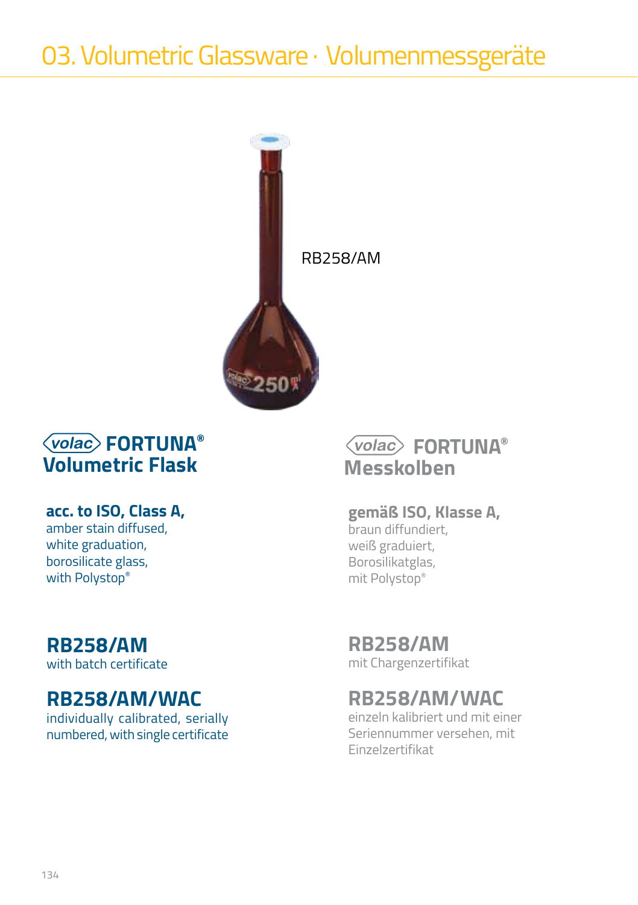# 03. Volumetric Glassware · Volumenmessgeräte

RB258/AM

## volac FORTUNA® Volumetric Flask

**acc. to ISO, Class A,**
amber stain diffused,
white graduation,
borosilicate glass,
with Polystop®

### RB258/AM
with batch certificate

### RB258/AM/WAC
individually calibrated, serially numbered, with single certificate

## volac FORTUNA® Messkolben

**gemäß ISO, Klasse A,**
braun diffundiert,
weiß graduiert,
Borosilikatglas,
mit Polystop®

### RB258/AM
mit Chargenzertifikat

### RB258/AM/WAC
einzeln kalibriert und mit einer Seriennummer versehen, mit Einzelzertifikat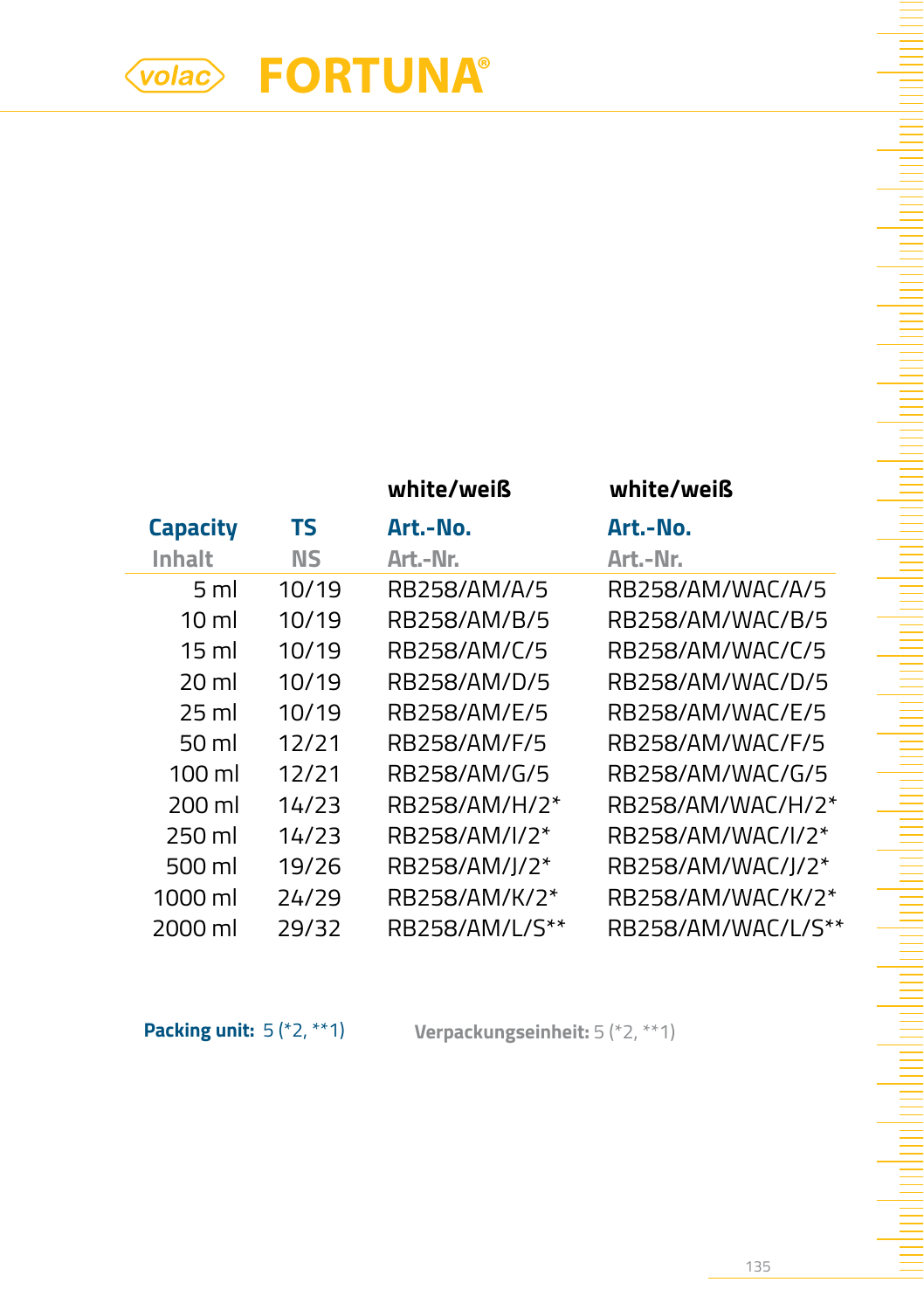# volac FORTUNA®

| Capacity<br>Inhalt | TS<br>NS | white/weiß<br>Art.-No.<br>Art.-Nr. | white/weiß<br>Art.-No.<br>Art.-Nr. |
|---|---|---|---|
| 5 ml | 10/19 | RB258/AM/A/5 | RB258/AM/WAC/A/5 |
| 10 ml | 10/19 | RB258/AM/B/5 | RB258/AM/WAC/B/5 |
| 15 ml | 10/19 | RB258/AM/C/5 | RB258/AM/WAC/C/5 |
| 20 ml | 10/19 | RB258/AM/D/5 | RB258/AM/WAC/D/5 |
| 25 ml | 10/19 | RB258/AM/E/5 | RB258/AM/WAC/E/5 |
| 50 ml | 12/21 | RB258/AM/F/5 | RB258/AM/WAC/F/5 |
| 100 ml | 12/21 | RB258/AM/G/5 | RB258/AM/WAC/G/5 |
| 200 ml | 14/23 | RB258/AM/H/2* | RB258/AM/WAC/H/2* |
| 250 ml | 14/23 | RB258/AM/I/2* | RB258/AM/WAC/I/2* |
| 500 ml | 19/26 | RB258/AM/J/2* | RB258/AM/WAC/J/2* |
| 1000 ml | 24/29 | RB258/AM/K/2* | RB258/AM/WAC/K/2* |
| 2000 ml | 29/32 | RB258/AM/L/S** | RB258/AM/WAC/L/S** |

**Packing unit:** 5 (*2, **1) **Verpackungseinheit:** 5 (*2, **1)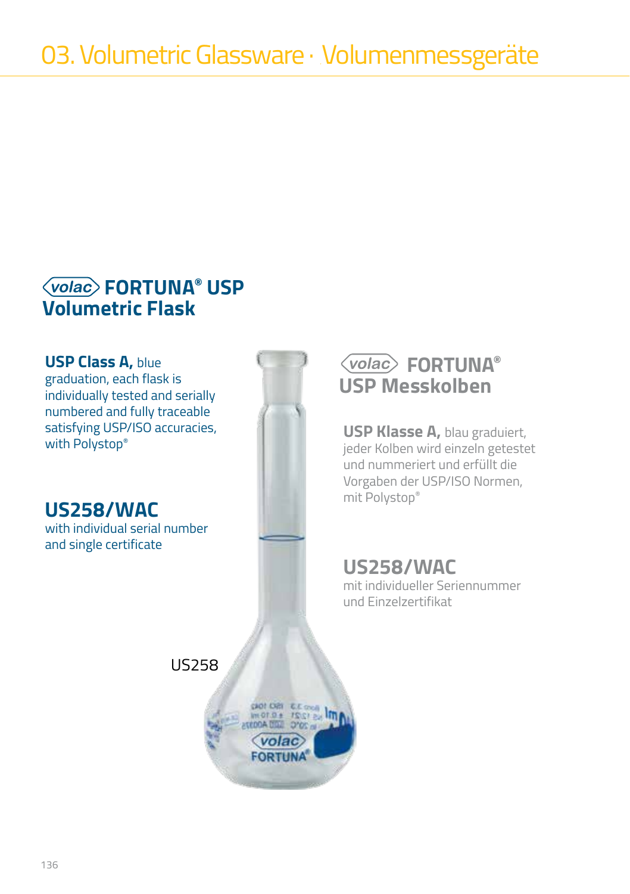# 03. Volumetric Glassware · Volumenmessgeräte

## volac FORTUNA® USP Volumetric Flask

**USP Class A,** blue graduation, each flask is individually tested and serially numbered and fully traceable satisfying USP/ISO accuracies, with Polystop®

### US258/WAC

with individual serial number and single certificate

US258

## volac FORTUNA® USP Messkolben

**USP Klasse A,** blau graduiert, jeder Kolben wird einzeln getestet und nummeriert und erfüllt die Vorgaben der USP/ISO Normen, mit Polystop®

### US258/WAC

mit individueller Seriennummer und Einzelzertifikat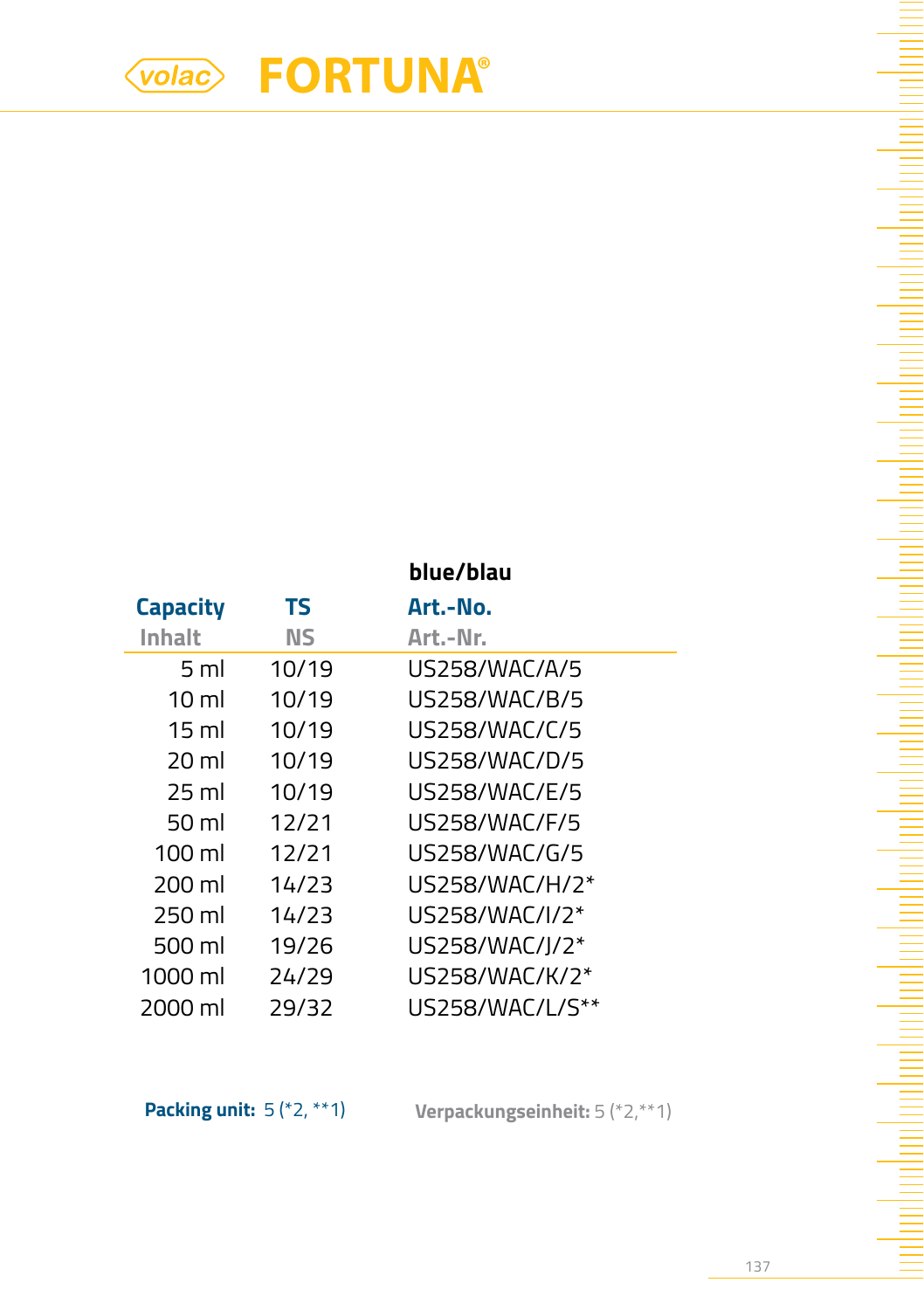# volac FORTUNA®

| Capacity<br>Inhalt | TS<br>NS | blue/blau<br>Art.-No.<br>Art.-Nr. |
|---|---|---|
| 5 ml | 10/19 | US258/WAC/A/5 |
| 10 ml | 10/19 | US258/WAC/B/5 |
| 15 ml | 10/19 | US258/WAC/C/5 |
| 20 ml | 10/19 | US258/WAC/D/5 |
| 25 ml | 10/19 | US258/WAC/E/5 |
| 50 ml | 12/21 | US258/WAC/F/5 |
| 100 ml | 12/21 | US258/WAC/G/5 |
| 200 ml | 14/23 | US258/WAC/H/2* |
| 250 ml | 14/23 | US258/WAC/I/2* |
| 500 ml | 19/26 | US258/WAC/J/2* |
| 1000 ml | 24/29 | US258/WAC/K/2* |
| 2000 ml | 29/32 | US258/WAC/L/S** |

**Packing unit:** 5 (*2, **1)

**Verpackungseinheit:** 5 (*2,**1)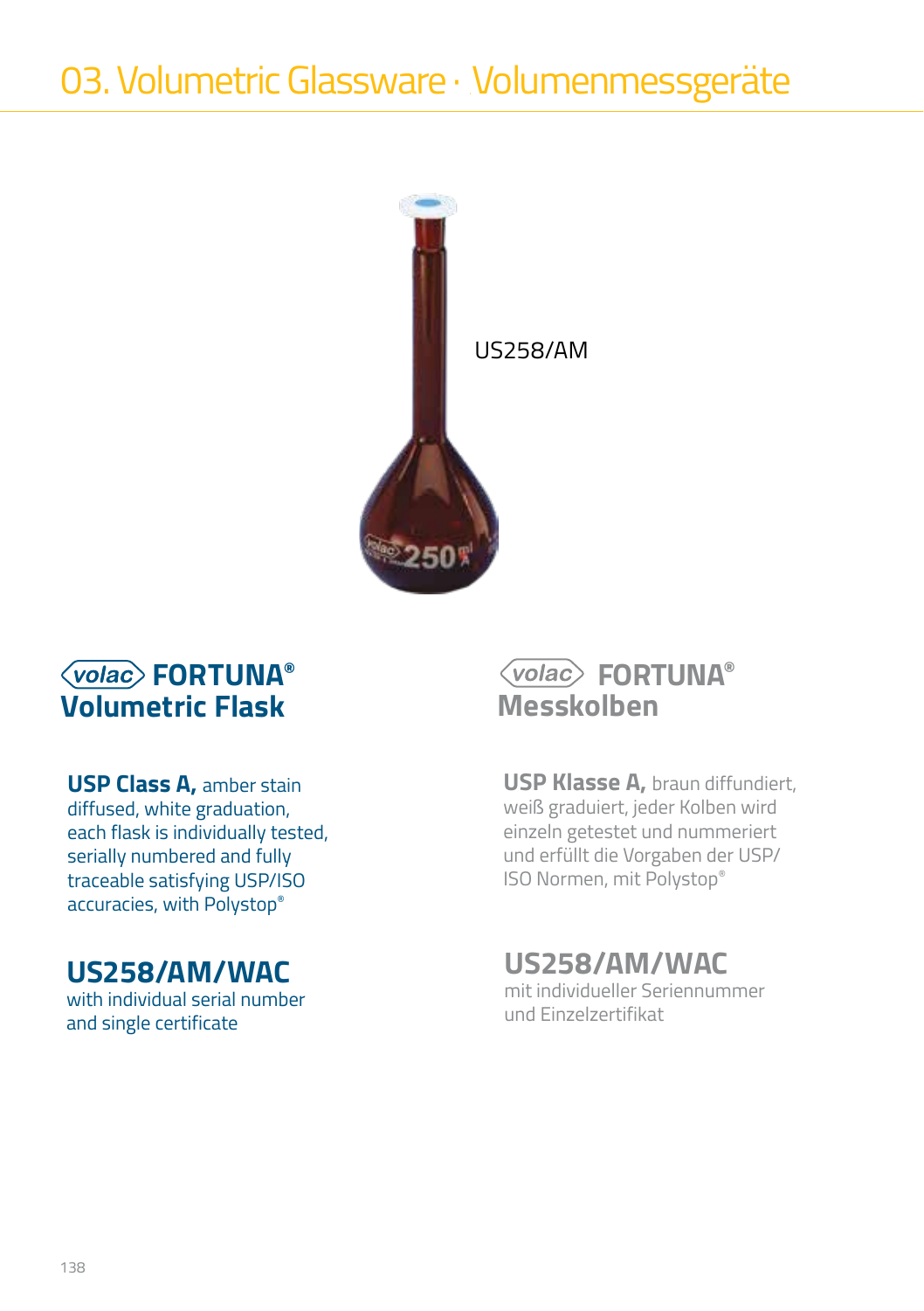# 03. Volumetric Glassware · Volumenmessgeräte

US258/AM

## volac FORTUNA® Volumetric Flask

**USP Class A,** amber stain diffused, white graduation, each flask is individually tested, serially numbered and fully traceable satisfying USP/ISO accuracies, with Polystop®

### US258/AM/WAC

with individual serial number and single certificate

## volac FORTUNA® Messkolben

**USP Klasse A,** braun diffundiert, weiß graduiert, jeder Kolben wird einzeln getestet und nummeriert und erfüllt die Vorgaben der USP/ISO Normen, mit Polystop®

### US258/AM/WAC

mit individueller Seriennummer und Einzelzertifikat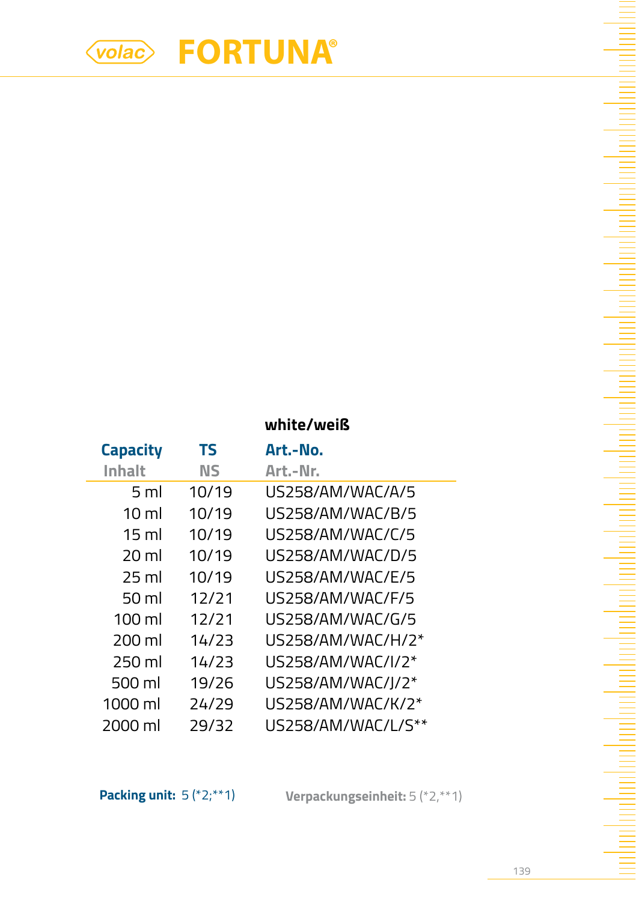volac **FORTUNA®**

| Capacity<br>Inhalt | TS<br>NS | **white/weiß**<br>Art.-No.<br>Art.-Nr. |
|---|---|---|
| 5 ml | 10/19 | US258/AM/WAC/A/5 |
| 10 ml | 10/19 | US258/AM/WAC/B/5 |
| 15 ml | 10/19 | US258/AM/WAC/C/5 |
| 20 ml | 10/19 | US258/AM/WAC/D/5 |
| 25 ml | 10/19 | US258/AM/WAC/E/5 |
| 50 ml | 12/21 | US258/AM/WAC/F/5 |
| 100 ml | 12/21 | US258/AM/WAC/G/5 |
| 200 ml | 14/23 | US258/AM/WAC/H/2* |
| 250 ml | 14/23 | US258/AM/WAC/I/2* |
| 500 ml | 19/26 | US258/AM/WAC/J/2* |
| 1000 ml | 24/29 | US258/AM/WAC/K/2* |
| 2000 ml | 29/32 | US258/AM/WAC/L/S** |

**Packing unit:** 5 (*2;**1) **Verpackungseinheit:** 5 (*2,**1)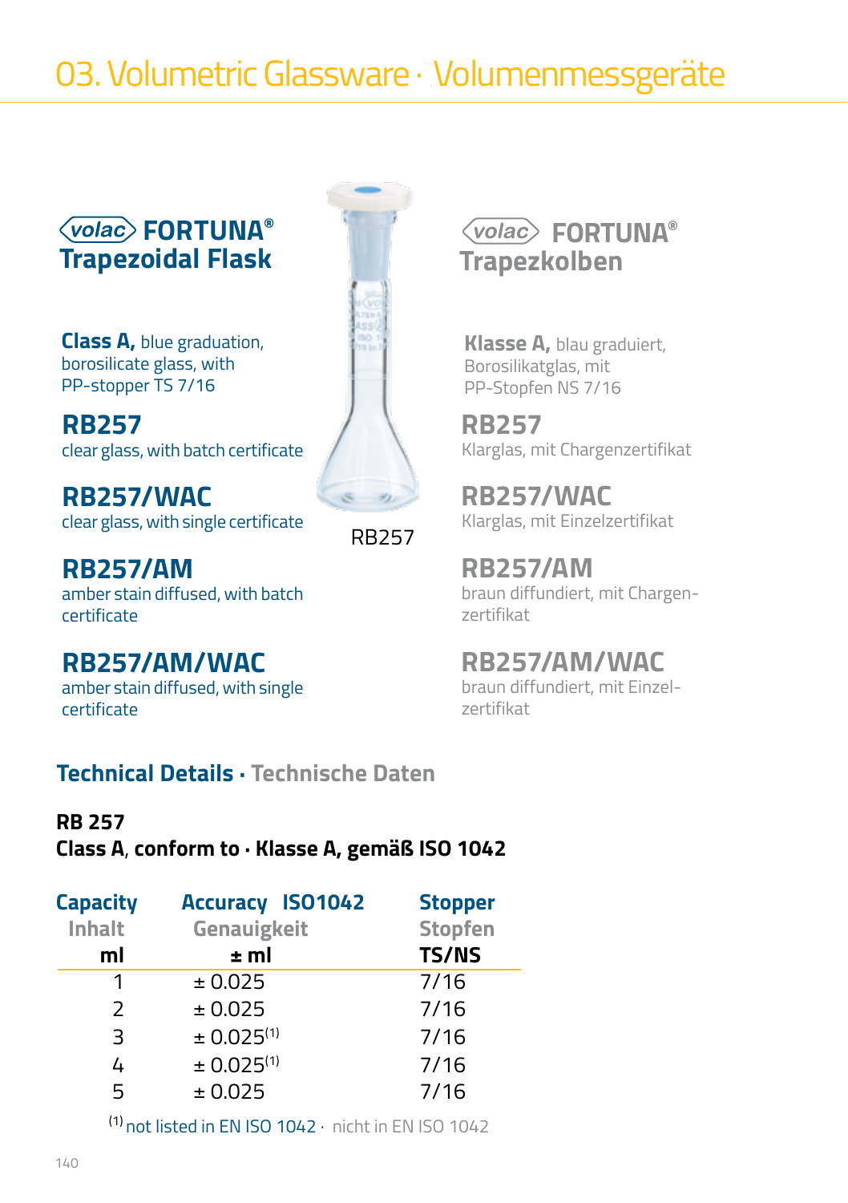# 03. Volumetric Glassware · Volumenmessgeräte

## volac FORTUNA® Trapezoidal Flask

**Class A,** blue graduation, borosilicate glass, with PP-stopper TS 7/16

### RB257
clear glass, with batch certificate

### RB257/WAC
clear glass, with single certificate

### RB257/AM
amber stain diffused, with batch certificate

### RB257/AM/WAC
amber stain diffused, with single certificate

RB257

## volac FORTUNA® Trapezkolben

**Klasse A,** blau graduiert, Borosilikatglas, mit PP-Stopfen NS 7/16

### RB257
Klarglas, mit Chargenzertifikat

### RB257/WAC
Klarglas, mit Einzelzertifikat

### RB257/AM
braun diffundiert, mit Chargenzertifikat

### RB257/AM/WAC
braun diffundiert, mit Einzelzertifikat

## Technical Details · Technische Daten

**RB 257**
**Class A, conform to · Klasse A, gemäß ISO 1042**

| Capacity Inhalt ml | Accuracy ISO1042 Genauigkeit ± ml | Stopper Stopfen TS/NS |
|---|---|---|
| 1 | ± 0.025 | 7/16 |
| 2 | ± 0.025 | 7/16 |
| 3 | ± 0.025[1] | 7/16 |
| 4 | ± 0.025[1] | 7/16 |
| 5 | ± 0.025 | 7/16 |

[1] not listed in EN ISO 1042 · nicht in EN ISO 1042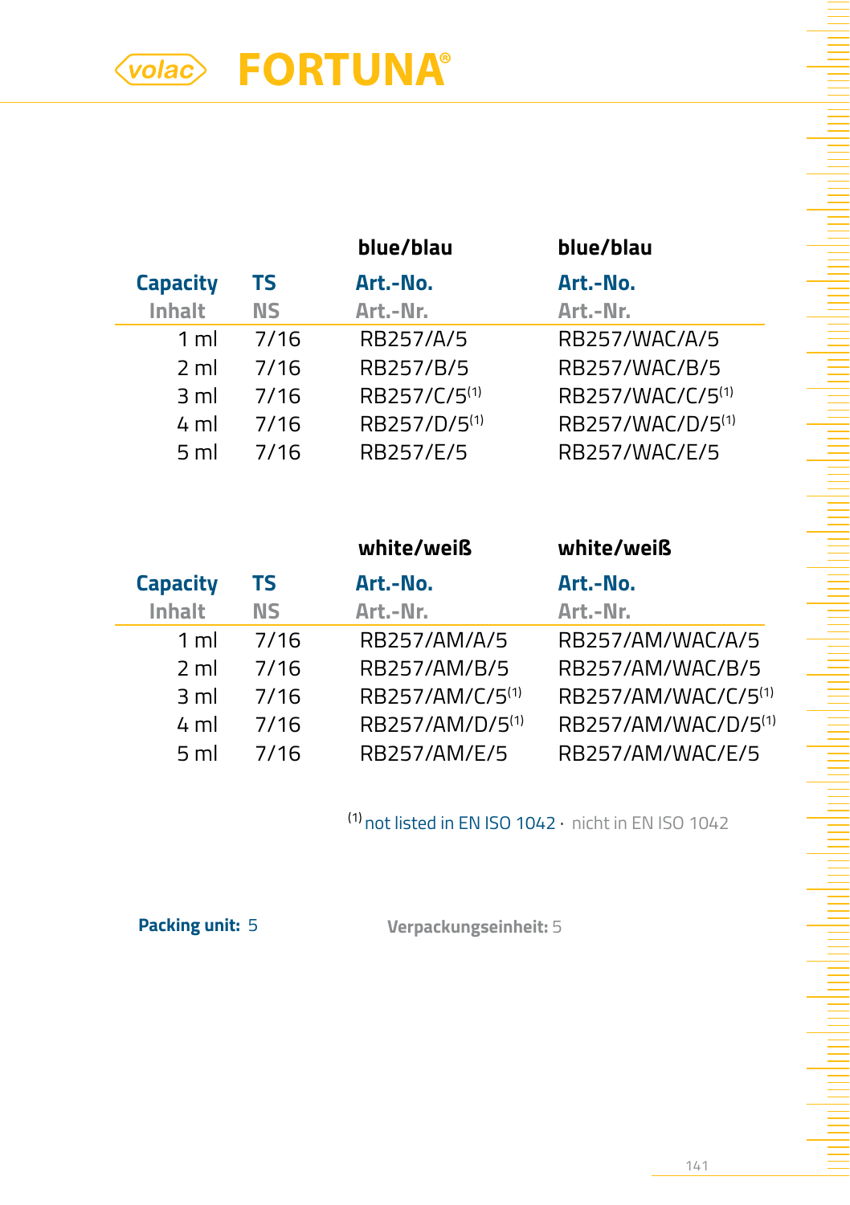volac **FORTUNA®**

| Capacity Inhalt | TS NS | blue/blau Art.-No. Art.-Nr. | blue/blau Art.-No. Art.-Nr. |
|---|---|---|---|
| 1 ml | 7/16 | RB257/A/5 | RB257/WAC/A/5 |
| 2 ml | 7/16 | RB257/B/5 | RB257/WAC/B/5 |
| 3 ml | 7/16 | RB257/C/5[1] | RB257/WAC/C/5[1] |
| 4 ml | 7/16 | RB257/D/5[1] | RB257/WAC/D/5[1] |
| 5 ml | 7/16 | RB257/E/5 | RB257/WAC/E/5 |

| Capacity Inhalt | TS NS | white/weiß Art.-No. Art.-Nr. | white/weiß Art.-No. Art.-Nr. |
|---|---|---|---|
| 1 ml | 7/16 | RB257/AM/A/5 | RB257/AM/WAC/A/5 |
| 2 ml | 7/16 | RB257/AM/B/5 | RB257/AM/WAC/B/5 |
| 3 ml | 7/16 | RB257/AM/C/5[1] | RB257/AM/WAC/C/5[1] |
| 4 ml | 7/16 | RB257/AM/D/5[1] | RB257/AM/WAC/D/5[1] |
| 5 ml | 7/16 | RB257/AM/E/5 | RB257/AM/WAC/E/5 |

[1] not listed in EN ISO 1042 · nicht in EN ISO 1042

**Packing unit:** 5

**Verpackungseinheit:** 5